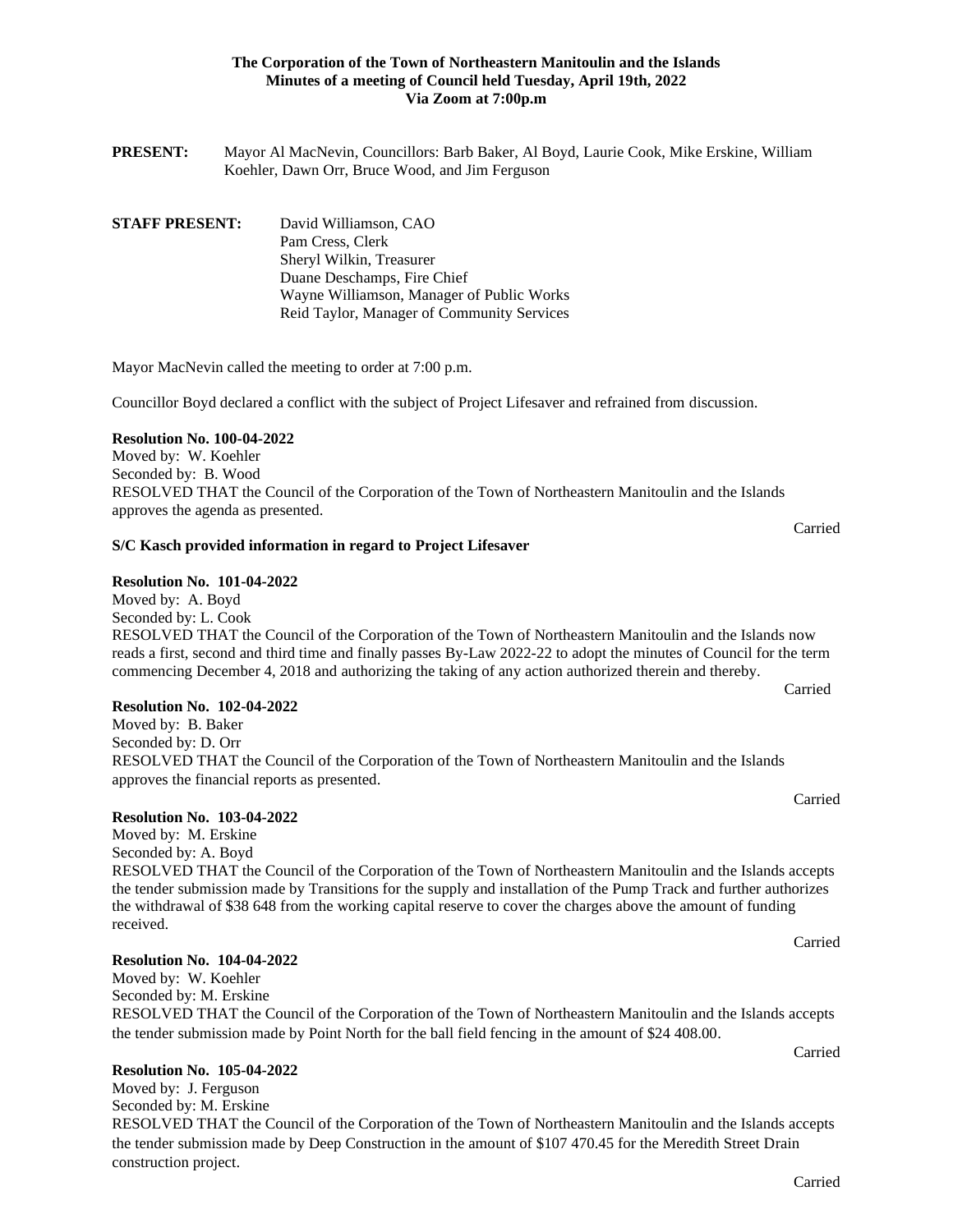**The Corporation of the Town of Northeastern Manitoulin and the Islands**
**Minutes of a meeting of Council held Tuesday, April 19th, 2022**
**Via Zoom at 7:00p.m**

**PRESENT:** Mayor Al MacNevin, Councillors: Barb Baker, Al Boyd, Laurie Cook, Mike Erskine, William Koehler, Dawn Orr, Bruce Wood, and Jim Ferguson

**STAFF PRESENT:**
David Williamson, CAO
Pam Cress, Clerk
Sheryl Wilkin, Treasurer
Duane Deschamps, Fire Chief
Wayne Williamson, Manager of Public Works
Reid Taylor, Manager of Community Services

Mayor MacNevin called the meeting to order at 7:00 p.m.

Councillor Boyd declared a conflict with the subject of Project Lifesaver and refrained from discussion.

**Resolution No. 100-04-2022**
Moved by: W. Koehler
Seconded by: B. Wood
RESOLVED THAT the Council of the Corporation of the Town of Northeastern Manitoulin and the Islands approves the agenda as presented.

Carried

**S/C Kasch provided information in regard to Project Lifesaver**

**Resolution No. 101-04-2022**
Moved by: A. Boyd
Seconded by: L. Cook
RESOLVED THAT the Council of the Corporation of the Town of Northeastern Manitoulin and the Islands now reads a first, second and third time and finally passes By-Law 2022-22 to adopt the minutes of Council for the term commencing December 4, 2018 and authorizing the taking of any action authorized therein and thereby.

Carried

**Resolution No. 102-04-2022**
Moved by: B. Baker
Seconded by: D. Orr
RESOLVED THAT the Council of the Corporation of the Town of Northeastern Manitoulin and the Islands approves the financial reports as presented.

Carried

**Resolution No. 103-04-2022**
Moved by: M. Erskine
Seconded by: A. Boyd
RESOLVED THAT the Council of the Corporation of the Town of Northeastern Manitoulin and the Islands accepts the tender submission made by Transitions for the supply and installation of the Pump Track and further authorizes the withdrawal of $38 648 from the working capital reserve to cover the charges above the amount of funding received.

Carried

**Resolution No. 104-04-2022**
Moved by: W. Koehler
Seconded by: M. Erskine
RESOLVED THAT the Council of the Corporation of the Town of Northeastern Manitoulin and the Islands accepts the tender submission made by Point North for the ball field fencing in the amount of $24 408.00.

Carried

**Resolution No. 105-04-2022**
Moved by: J. Ferguson
Seconded by: M. Erskine
RESOLVED THAT the Council of the Corporation of the Town of Northeastern Manitoulin and the Islands accepts the tender submission made by Deep Construction in the amount of $107 470.45 for the Meredith Street Drain construction project.

Carried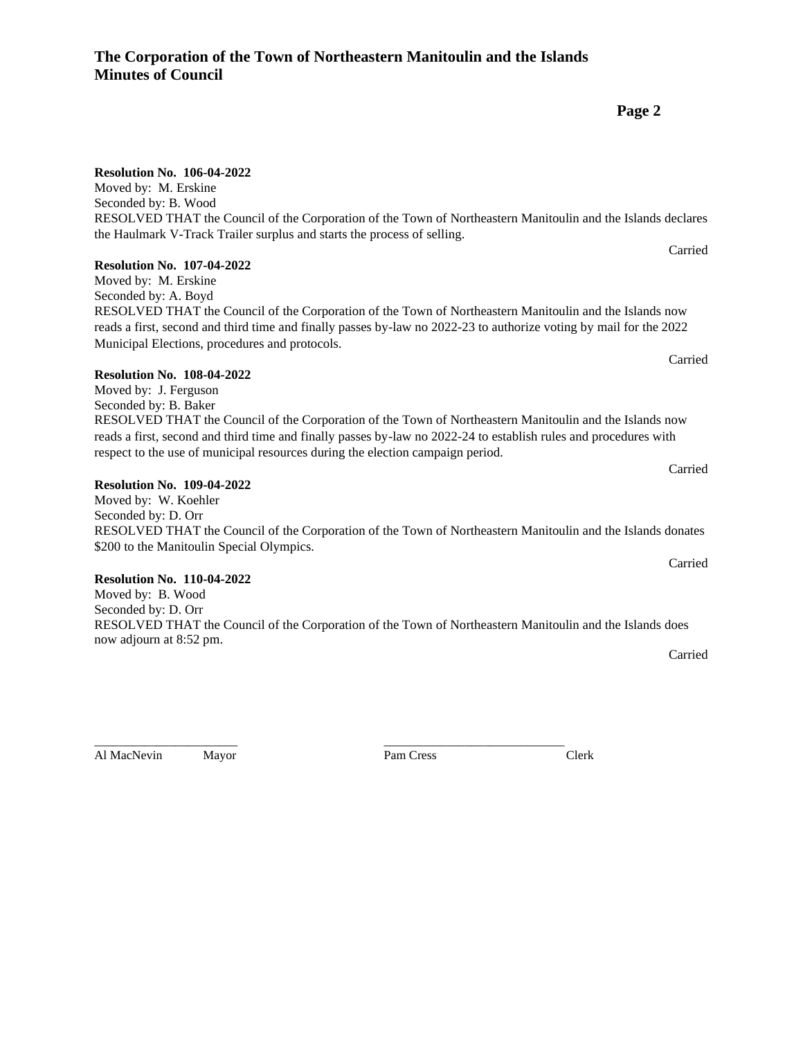**Resolution No. 106-04-2022**
Moved by: M. Erskine
Seconded by: B. Wood
RESOLVED THAT the Council of the Corporation of the Town of Northeastern Manitoulin and the Islands declares the Haulmark V-Track Trailer surplus and starts the process of selling.

Carried

**Resolution No. 107-04-2022**
Moved by: M. Erskine
Seconded by: A. Boyd
RESOLVED THAT the Council of the Corporation of the Town of Northeastern Manitoulin and the Islands now reads a first, second and third time and finally passes by-law no 2022-23 to authorize voting by mail for the 2022 Municipal Elections, procedures and protocols.

Carried

**Resolution No. 108-04-2022**
Moved by: J. Ferguson
Seconded by: B. Baker
RESOLVED THAT the Council of the Corporation of the Town of Northeastern Manitoulin and the Islands now reads a first, second and third time and finally passes by-law no 2022-24 to establish rules and procedures with respect to the use of municipal resources during the election campaign period.

Carried

**Resolution No. 109-04-2022**
Moved by: W. Koehler
Seconded by: D. Orr
RESOLVED THAT the Council of the Corporation of the Town of Northeastern Manitoulin and the Islands donates $200 to the Manitoulin Special Olympics.

Carried

**Resolution No. 110-04-2022**
Moved by: B. Wood
Seconded by: D. Orr
RESOLVED THAT the Council of the Corporation of the Town of Northeastern Manitoulin and the Islands does now adjourn at 8:52 pm.

Carried

______________________ ____________________________

Al MacNevin Mayor Pam Cress Clerk